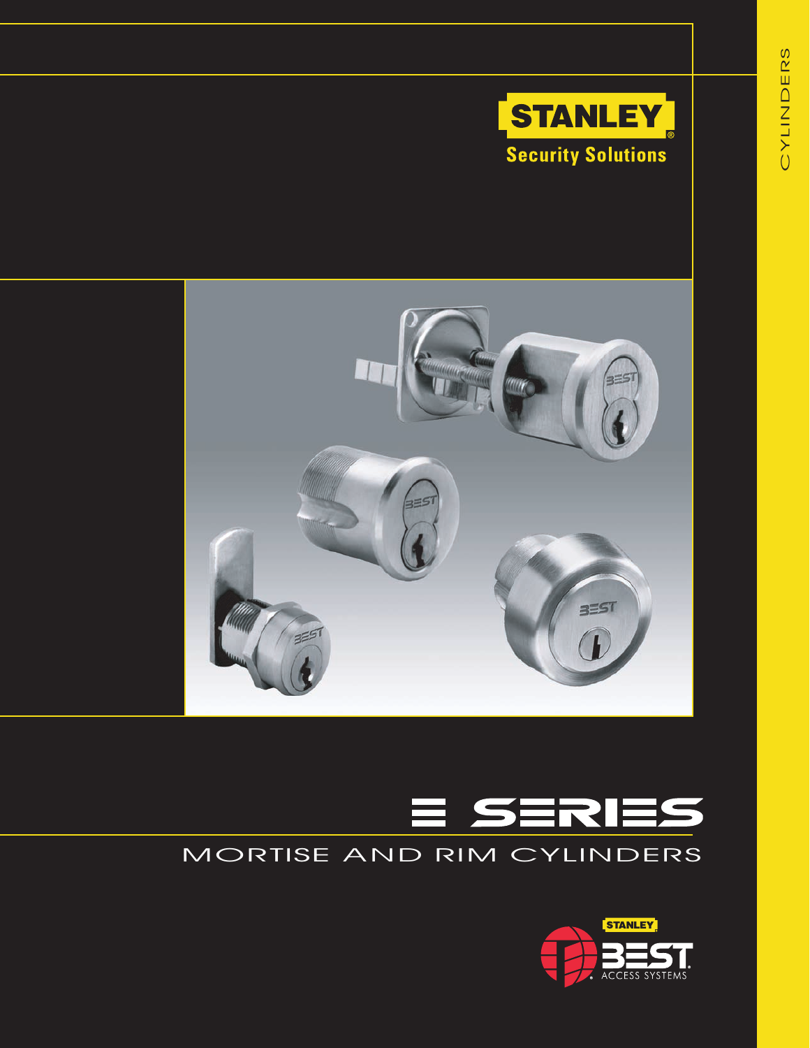STANLEY

Security Solutions

CYLINDERS

# E SERIES

## MORTISE AND RIM CYLINDERS

STANLEY BEST ACCESS SYSTEMS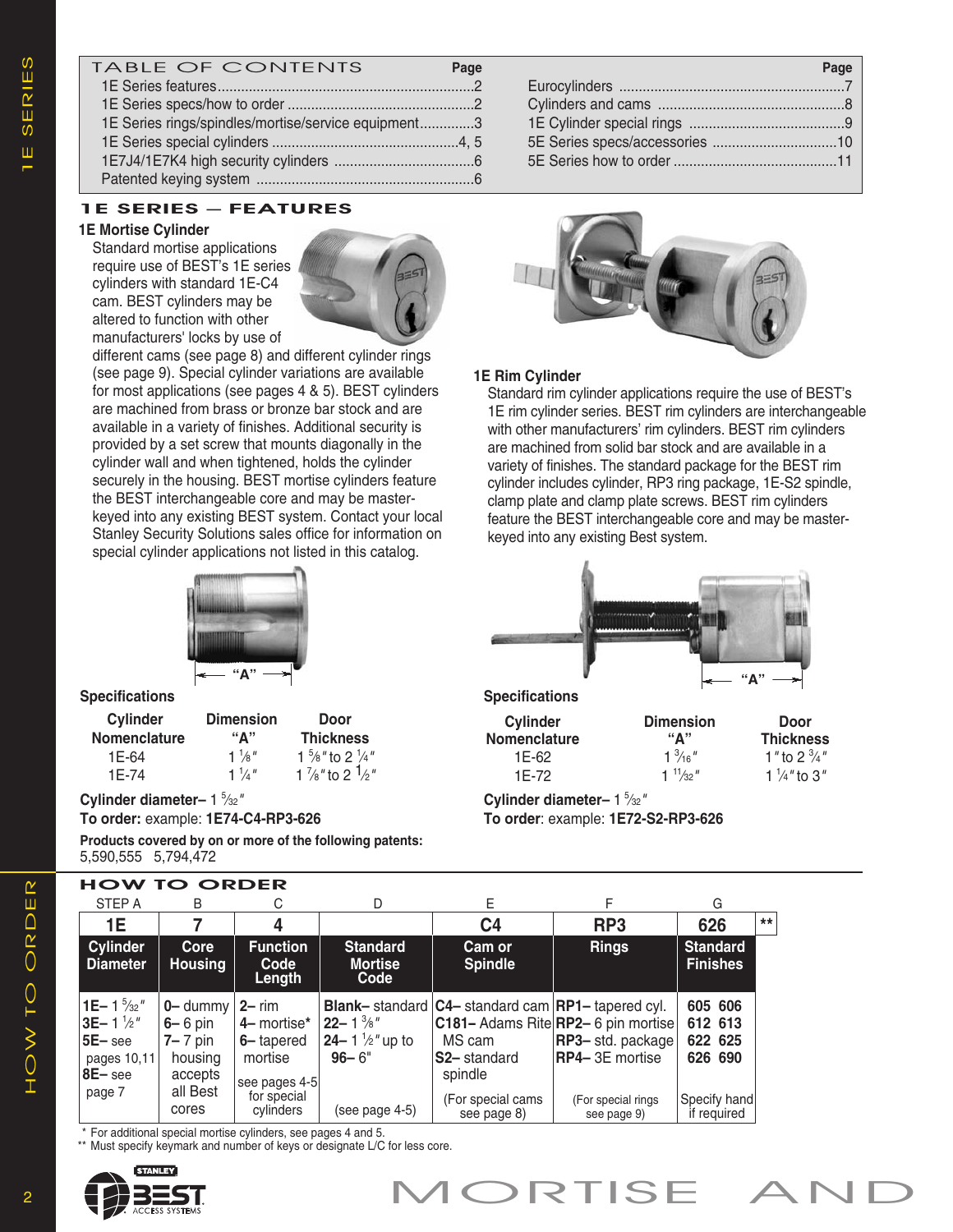| TABLE OF CONTENTS | Page |
|---|---|
| 1E Series features | 2 |
| 1E Series specs/how to order | 2 |
| 1E Series rings/spindles/mortise/service equipment | 3 |
| 1E Series special cylinders | 4, 5 |
| 1E7J4/1E7K4 high security cylinders | 6 |
| Patented keying system | 6 |
| Eurocylinders | 7 |
| Cylinders and cams | 8 |
| 1E Cylinder special rings | 9 |
| 5E Series specs/accessories | 10 |
| 5E Series how to order | 11 |

## 1E SERIES — FEATURES

### 1E Mortise Cylinder

Standard mortise applications require use of BEST's 1E series cylinders with standard 1E-C4 cam. BEST cylinders may be altered to function with other manufacturers' locks by use of different cams (see page 8) and different cylinder rings (see page 9). Special cylinder variations are available for most applications (see pages 4 & 5). BEST cylinders are machined from brass or bronze bar stock and are available in a variety of finishes. Additional security is provided by a set screw that mounts diagonally in the cylinder wall and when tightened, holds the cylinder securely in the housing. BEST mortise cylinders feature the BEST interchangeable core and may be master-keyed into any existing BEST system. Contact your local Stanley Security Solutions sales office for information on special cylinder applications not listed in this catalog.

"A"

**Specifications**

| Cylinder Nomenclature | Dimension "A" | Door Thickness |
|---|---|---|
| 1E-64 | 1 1/8" | 1 5/8" to 2 1/4" |
| 1E-74 | 1 1/4" | 1 7/8" to 2 1/2" |

**Cylinder diameter–** 1 5/32"

**To order:** example: **1E74-C4-RP3-626**

**Products covered by on or more of the following patents:**
5,590,555   5,794,472

### 1E Rim Cylinder

Standard rim cylinder applications require the use of BEST's 1E rim cylinder series. BEST rim cylinders are interchangeable with other manufacturers' rim cylinders. BEST rim cylinders are machined from solid bar stock and are available in a variety of finishes. The standard package for the BEST rim cylinder includes cylinder, RP3 ring package, 1E-S2 spindle, clamp plate and clamp plate screws. BEST rim cylinders feature the BEST interchangeable core and may be master-keyed into any existing Best system.

"A"

**Specifications**

| Cylinder Nomenclature | Dimension "A" | Door Thickness |
|---|---|---|
| 1E-62 | 1 3/16" | 1" to 2 3/4" |
| 1E-72 | 1 11/32" | 1 1/4" to 3" |

**Cylinder diameter–** 1 5/32"

**To order**: example: **1E72-S2-RP3-626**

## HOW TO ORDER

| STEP A | B | C | D | E | F | G |
|---|---|---|---|---|---|---|
| **1E** | **7** | **4** | | **C4** | **RP3** | **626** ** |
| **Cylinder Diameter** | **Core Housing** | **Function Code Length** | **Standard Mortise Code** | **Cam or Spindle** | **Rings** | **Standard Finishes** |
| **1E–** 1 5/32"<br>**3E–** 1 1/2"<br>**5E–** see pages 10,11<br>**8E–** see page 7 | **0–** dummy<br>**6–** 6 pin<br>**7–** 7 pin housing accepts all Best cores | **2–** rim<br>**4–** mortise*<br>**6–** tapered mortise<br>see pages 4-5 for special cylinders | **Blank–** standard<br>**22–** 1 3/8"<br>**24–** 1 1/2" up to<br>**96–** 6"<br>(see page 4-5) | **C4–** standard cam<br>**C181–** Adams Rite MS cam<br>**S2–** standard spindle<br>(For special cams see page 8) | **RP1–** tapered cyl.<br>**RP2–** 6 pin mortise<br>**RP3–** std. package<br>**RP4–** 3E mortise<br>(For special rings see page 9) | 605 606<br>612 613<br>622 625<br>626 690<br>Specify hand if required |

\* For additional special mortise cylinders, see pages 4 and 5.
** Must specify keymark and number of keys or designate L/C for less core.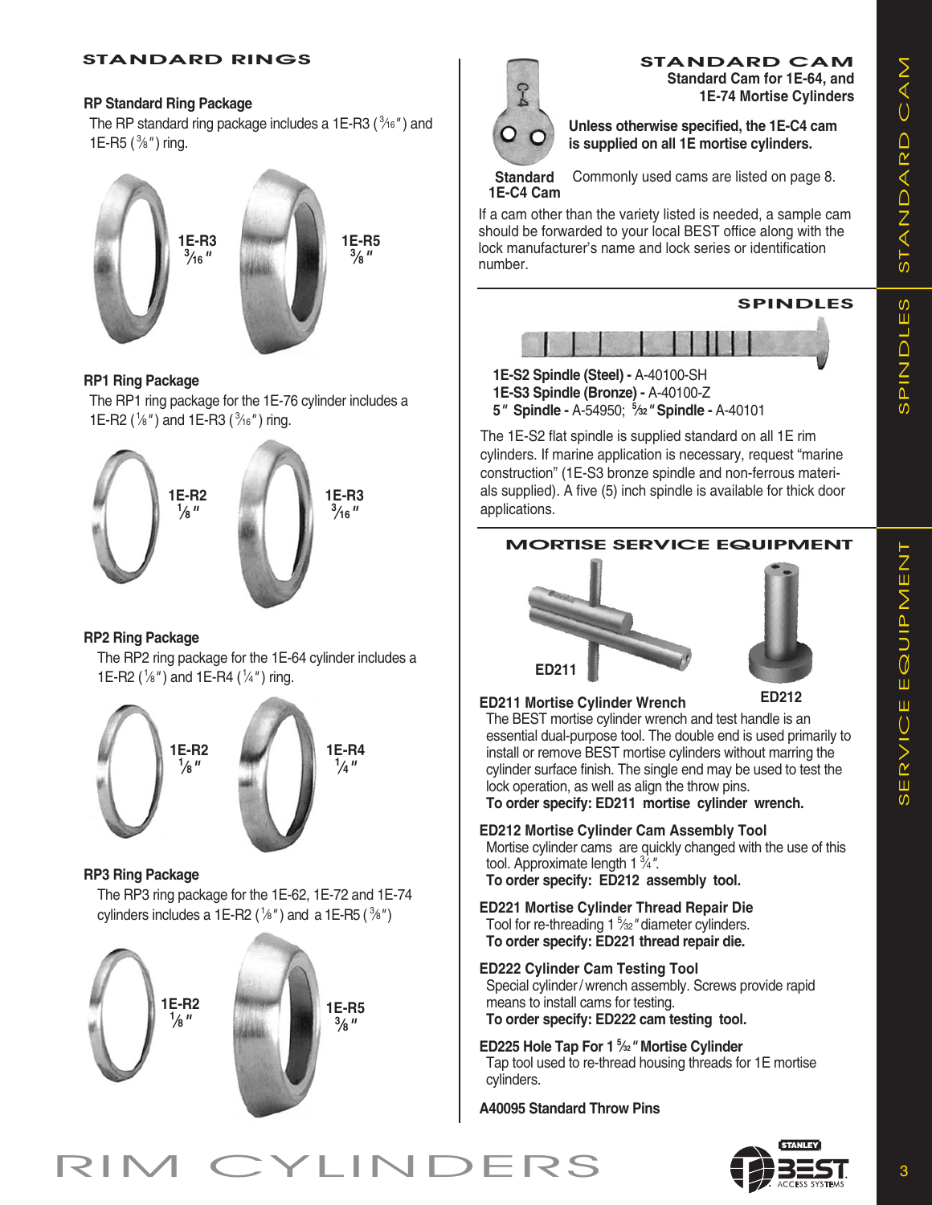## STANDARD RINGS

### RP Standard Ring Package

The RP standard ring package includes a 1E-R3 (3⁄16") and 1E-R5 (3⁄8") ring.

1E-R3 3⁄16"

1E-R5 3⁄8"

### RP1 Ring Package

The RP1 ring package for the 1E-76 cylinder includes a 1E-R2 (1⁄8") and 1E-R3 (3⁄16") ring.

1E-R2 1⁄8"

1E-R3 3⁄16"

### RP2 Ring Package

The RP2 ring package for the 1E-64 cylinder includes a 1E-R2 (1⁄8") and 1E-R4 (1⁄4") ring.

1E-R2 1⁄8"

1E-R4 1⁄4"

### RP3 Ring Package

The RP3 ring package for the 1E-62, 1E-72 and 1E-74 cylinders includes a 1E-R2 (1⁄8") and a 1E-R5 (3⁄8")

1E-R2 1⁄8"

1E-R5 3⁄8"

## STANDARD CAM

**Standard Cam for 1E-64, and 1E-74 Mortise Cylinders**

**Unless otherwise specified, the 1E-C4 cam is supplied on all 1E mortise cylinders.**

**Standard 1E-C4 Cam**

Commonly used cams are listed on page 8.

If a cam other than the variety listed is needed, a sample cam should be forwarded to your local BEST office along with the lock manufacturer's name and lock series or identification number.

## SPINDLES

**1E-S2 Spindle (Steel) -** A-40100-SH
**1E-S3 Spindle (Bronze) -** A-40100-Z
**5" Spindle -** A-54950; **5⁄32" Spindle -** A-40101

The 1E-S2 flat spindle is supplied standard on all 1E rim cylinders. If marine application is necessary, request "marine construction" (1E-S3 bronze spindle and non-ferrous materials supplied). A five (5) inch spindle is available for thick door applications.

## MORTISE SERVICE EQUIPMENT

ED211

ED212

### ED211 Mortise Cylinder Wrench

The BEST mortise cylinder wrench and test handle is an essential dual-purpose tool. The double end is used primarily to install or remove BEST mortise cylinders without marring the cylinder surface finish. The single end may be used to test the lock operation, as well as align the throw pins.

**To order specify: ED211 mortise cylinder wrench.**

### ED212 Mortise Cylinder Cam Assembly Tool

Mortise cylinder cams are quickly changed with the use of this tool. Approximate length 1 3⁄4".

**To order specify: ED212 assembly tool.**

### ED221 Mortise Cylinder Thread Repair Die

Tool for re-threading 1 5⁄32" diameter cylinders.

**To order specify: ED221 thread repair die.**

### ED222 Cylinder Cam Testing Tool

Special cylinder/wrench assembly. Screws provide rapid means to install cams for testing.

**To order specify: ED222 cam testing tool.**

### ED225 Hole Tap For 1 5⁄32" Mortise Cylinder

Tap tool used to re-thread housing threads for 1E mortise cylinders.

### A40095 Standard Throw Pins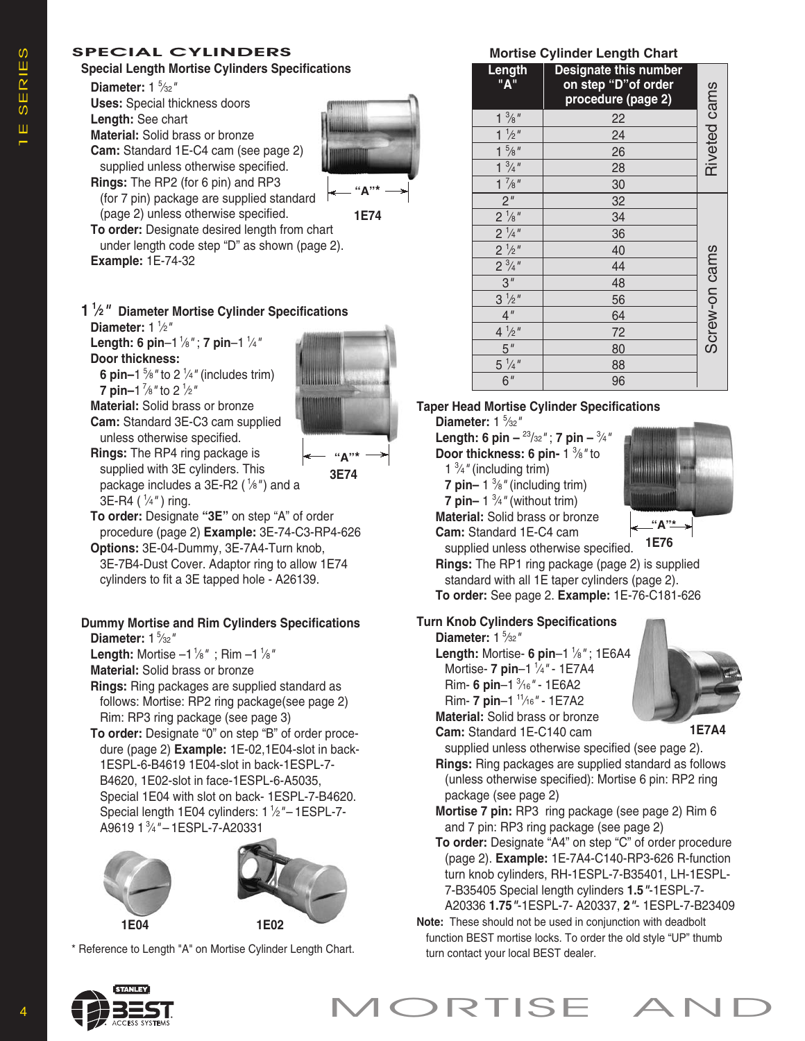# SPECIAL CYLINDERS

## Special Length Mortise Cylinders Specifications

**Diameter:** 1 5⁄32″
**Uses:** Special thickness doors
**Length:** See chart
**Material:** Solid brass or bronze
**Cam:** Standard 1E-C4 cam (see page 2) supplied unless otherwise specified.
**Rings:** The RP2 (for 6 pin) and RP3 (for 7 pin) package are supplied standard (page 2) unless otherwise specified.
**To order:** Designate desired length from chart under length code step "D" as shown (page 2).
**Example:** 1E-74-32

"A"*

1E74

## 1 ½″ Diameter Mortise Cylinder Specifications

**Diameter:** 1 ½″
**Length: 6 pin**–1 ⅛″; **7 pin**–1 ¼″
**Door thickness:**
**6 pin–**1 ⅝″ to 2 ¼″ (includes trim)
**7 pin–**1 ⅞″ to 2 ½″
**Material:** Solid brass or bronze
**Cam:** Standard 3E-C3 cam supplied unless otherwise specified.
**Rings:** The RP4 ring package is supplied with 3E cylinders. This package includes a 3E-R2 (⅛″) and a 3E-R4 (¼″) ring.
**To order:** Designate **"3E"** on step "A" of order procedure (page 2) **Example:** 3E-74-C3-RP4-626
**Options:** 3E-04-Dummy, 3E-7A4-Turn knob, 3E-7B4-Dust Cover. Adaptor ring to allow 1E74 cylinders to fit a 3E tapped hole - A26139.

"A"*

3E74

## Dummy Mortise and Rim Cylinders Specifications

**Diameter:** 1 5⁄32″
**Length:** Mortise –1 ⅛″ ; Rim –1 ⅛″
**Material:** Solid brass or bronze
**Rings:** Ring packages are supplied standard as follows: Mortise: RP2 ring package(see page 2) Rim: RP3 ring package (see page 3)
**To order:** Designate "0" on step "B" of order procedure (page 2) **Example:** 1E-02,1E04-slot in back-1ESPL-6-B4619 1E04-slot in back-1ESPL-7-B4620, 1E02-slot in face-1ESPL-6-A5035, Special 1E04 with slot on back- 1ESPL-7-B4620. Special length 1E04 cylinders: 1 ½″– 1ESPL-7-A9619 1 ¾″– 1ESPL-7-A20331

1E04 1E02

\* Reference to Length "A" on Mortise Cylinder Length Chart.

## Mortise Cylinder Length Chart

| Length "A" | Designate this number on step "D" of order procedure (page 2) | |
|---|---|---|
| 1 ⅜″ | 22 | Riveted cams |
| 1 ½″ | 24 | Riveted cams |
| 1 ⅝″ | 26 | Riveted cams |
| 1 ¾″ | 28 | Riveted cams |
| 1 ⅞″ | 30 | Riveted cams |
| 2″ | 32 | Screw-on cams |
| 2 ⅛″ | 34 | Screw-on cams |
| 2 ¼″ | 36 | Screw-on cams |
| 2 ½″ | 40 | Screw-on cams |
| 2 ¾″ | 44 | Screw-on cams |
| 3″ | 48 | Screw-on cams |
| 3 ½″ | 56 | Screw-on cams |
| 4″ | 64 | Screw-on cams |
| 4 ½″ | 72 | Screw-on cams |
| 5″ | 80 | Screw-on cams |
| 5 ¼″ | 88 | Screw-on cams |
| 6″ | 96 | Screw-on cams |

## Taper Head Mortise Cylinder Specifications

**Diameter:** 1 5⁄32″
**Length: 6 pin** – 23⁄32″; **7 pin** – ¾″
**Door thickness: 6 pin-** 1 ⅜″ to 1 ¾″ (including trim)
**7 pin–** 1 ⅜″ (including trim)
**7 pin–** 1 ¾″ (without trim)
**Material:** Solid brass or bronze
**Cam:** Standard 1E-C4 cam supplied unless otherwise specified.
**Rings:** The RP1 ring package (page 2) is supplied standard with all 1E taper cylinders (page 2).
**To order:** See page 2. **Example:** 1E-76-C181-626

"A"*

1E76

## Turn Knob Cylinders Specifications

**Diameter:** 1 5⁄32″
**Length:** Mortise- **6 pin**–1 ⅛″; 1E6A4
Mortise- **7 pin**–1 ¼″ - 1E7A4
Rim- **6 pin**–1 3⁄16″ - 1E6A2
Rim- **7 pin**–1 11⁄16″ - 1E7A2
**Material:** Solid brass or bronze
**Cam:** Standard 1E-C140 cam supplied unless otherwise specified (see page 2).
**Rings:** Ring packages are supplied standard as follows (unless otherwise specified): Mortise 6 pin: RP2 ring package (see page 2)
**Mortise 7 pin:** RP3 ring package (see page 2) Rim 6 and 7 pin: RP3 ring package (see page 2)
**To order:** Designate "A4" on step "C" of order procedure (page 2). **Example:** 1E-7A4-C140-RP3-626 R-function turn knob cylinders, RH-1ESPL-7-B35401, LH-1ESPL-7-B35405 Special length cylinders **1.5**″-1ESPL-7-A20336 **1.75**″-1ESPL-7- A20337, **2**″- 1ESPL-7-B23409

1E7A4

**Note:** These should not be used in conjunction with deadbolt function BEST mortise locks. To order the old style "UP" thumb turn contact your local BEST dealer.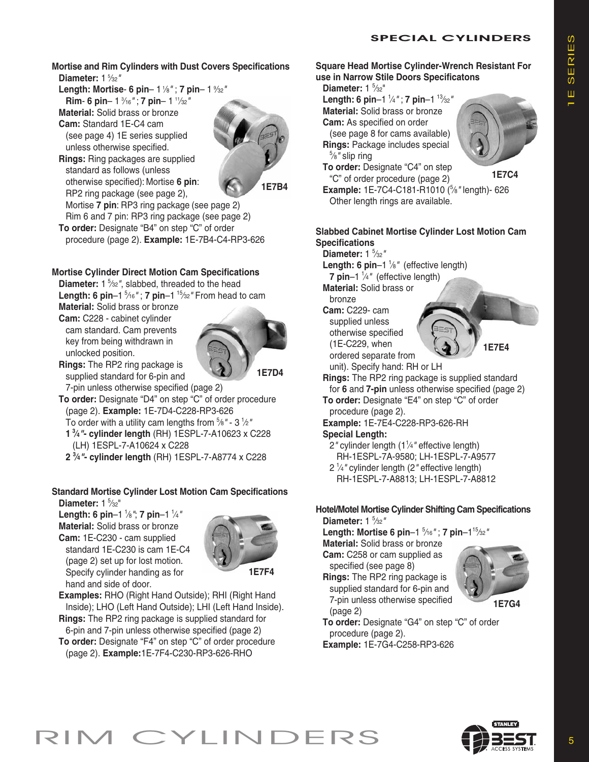# SPECIAL CYLINDERS

## Mortise and Rim Cylinders with Dust Covers Specifications

**Diameter:** 1 5⁄32″

**Length: Mortise- 6 pin**– 1 1⁄8″; **7 pin**– 1 9⁄32″

**Rim- 6 pin**– 1 3⁄16″; **7 pin**– 1 11⁄32″

**Material:** Solid brass or bronze

**Cam:** Standard 1E-C4 cam (see page 4) 1E series supplied unless otherwise specified.

**Rings:** Ring packages are supplied standard as follows (unless otherwise specified): Mortise **6 pin**: RP2 ring package (see page 2), Mortise **7 pin**: RP3 ring package (see page 2) Rim 6 and 7 pin: RP3 ring package (see page 2)

**To order:** Designate “B4” on step “C” of order procedure (page 2). **Example:** 1E-7B4-C4-RP3-626

1E7B4

## Mortise Cylinder Direct Motion Cam Specifications

**Diameter:** 1 5⁄32″, slabbed, threaded to the head

**Length: 6 pin**–1 5⁄16″; **7 pin**–1 15⁄32″ From head to cam

**Material:** Solid brass or bronze

**Cam:** C228 - cabinet cylinder cam standard. Cam prevents key from being withdrawn in unlocked position.

**Rings:** The RP2 ring package is supplied standard for 6-pin and 7-pin unless otherwise specified (page 2)

**To order:** Designate “D4” on step “C” of order procedure (page 2). **Example:** 1E-7D4-C228-RP3-626

To order with a utility cam lengths from 5⁄8″ - 3 1⁄2″

**1 3⁄4″- cylinder length** (RH) 1ESPL-7-A10623 x C228 (LH) 1ESPL-7-A10624 x C228

**2 3⁄4″- cylinder length** (RH) 1ESPL-7-A8774 x C228

1E7D4

## Standard Mortise Cylinder Lost Motion Cam Specifications

**Diameter:** 1 5⁄32″

**Length: 6 pin**–1 1⁄8″; **7 pin**–1 1⁄4″

**Material:** Solid brass or bronze

**Cam:** 1E-C230 - cam supplied standard 1E-C230 is cam 1E-C4 (page 2) set up for lost motion. Specify cylinder handing as for hand and side of door.

**Examples:** RHO (Right Hand Outside); RHI (Right Hand Inside); LHO (Left Hand Outside); LHI (Left Hand Inside).

**Rings:** The RP2 ring package is supplied standard for 6-pin and 7-pin unless otherwise specified (page 2)

**To order:** Designate “F4” on step “C” of order procedure (page 2). **Example:**1E-7F4-C230-RP3-626-RHO

1E7F4

## Square Head Mortise Cylinder-Wrench Resistant For use in Narrow Stile Doors Specificatons

**Diameter:** 1 5⁄32″

**Length: 6 pin**–1 1⁄4″; **7 pin**–1 13⁄32″

**Material:** Solid brass or bronze

**Cam:** As specified on order (see page 8 for cams available)

**Rings:** Package includes special 5⁄8″ slip ring

**To order:** Designate “C4” on step “C” of order procedure (page 2)

**Example:** 1E-7C4-C181-R1010 (5⁄8″ length)- 626 Other length rings are available.

1E7C4

## Slabbed Cabinet Mortise Cylinder Lost Motion Cam Specifications

**Diameter:** 1 5⁄32″

**Length: 6 pin**–1 1⁄8″ (effective length)

**7 pin**–1 1⁄4″ (effective length)

**Material:** Solid brass or bronze

**Cam:** C229- cam supplied unless otherwise specified (1E-C229, when ordered separate from unit). Specify hand: RH or LH

**Rings:** The RP2 ring package is supplied standard for **6** and **7-pin** unless otherwise specified (page 2)

**To order:** Designate “E4” on step “C” of order procedure (page 2).

**Example:** 1E-7E4-C228-RP3-626-RH

**Special Length:**

2″ cylinder length (1 1⁄4″ effective length) RH-1ESPL-7A-9580; LH-1ESPL-7-A9577

2 1⁄4″ cylinder length (2″ effective length) RH-1ESPL-7-A8813; LH-1ESPL-7-A8812

1E7E4

## Hotel/Motel Mortise Cylinder Shifting Cam Specifications

**Diameter:** 1 5⁄32″

**Length: Mortise 6 pin**–1 5⁄16″; **7 pin**–1 15⁄32″

**Material:** Solid brass or bronze

**Cam:** C258 or cam supplied as specified (see page 8)

**Rings:** The RP2 ring package is supplied standard for 6-pin and 7-pin unless otherwise specified (page 2)

**To order:** Designate “G4” on step “C” of order procedure (page 2).

**Example:** 1E-7G4-C258-RP3-626

1E7G4

RIM CYLINDERS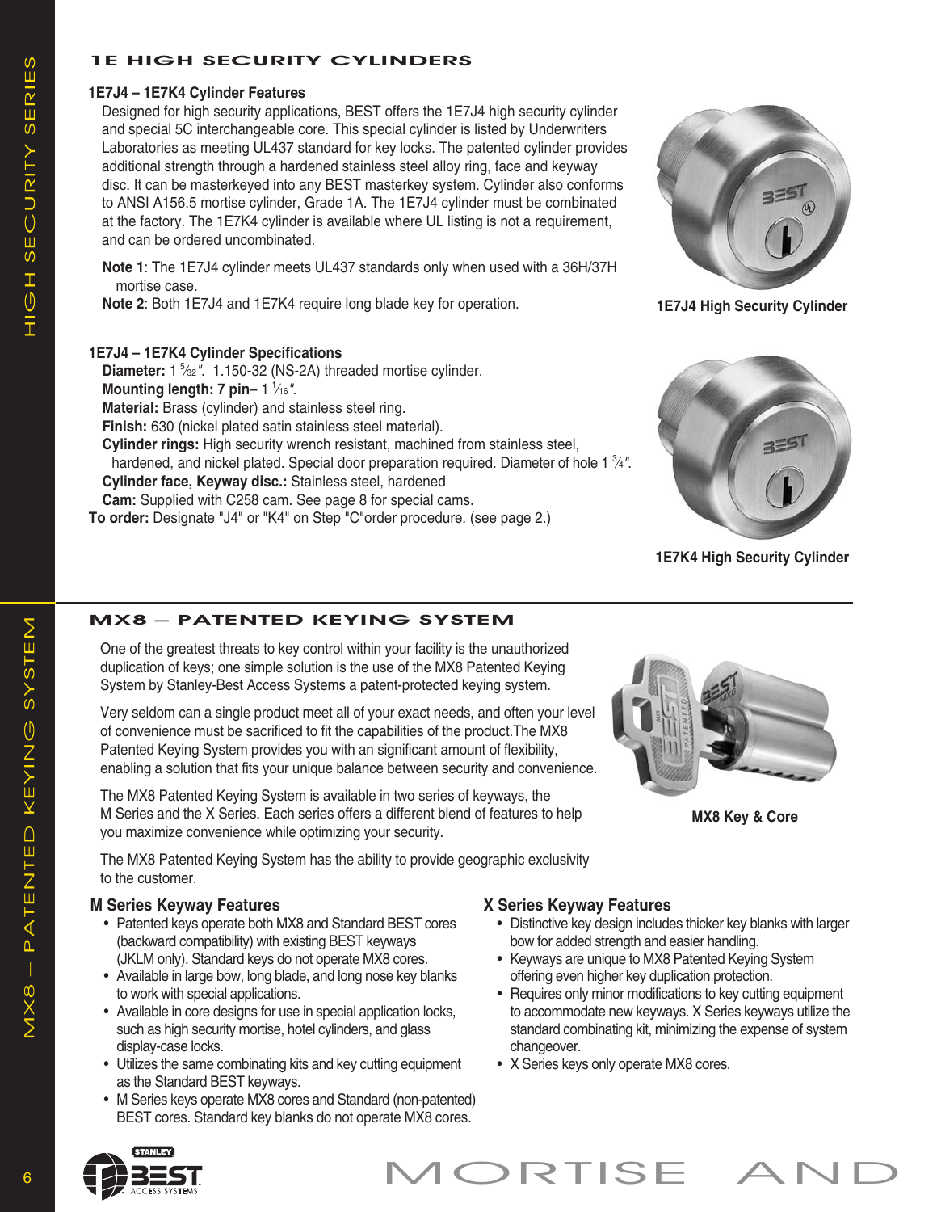## 1E HIGH SECURITY CYLINDERS

### 1E7J4 – 1E7K4 Cylinder Features

Designed for high security applications, BEST offers the 1E7J4 high security cylinder and special 5C interchangeable core. This special cylinder is listed by Underwriters Laboratories as meeting UL437 standard for key locks. The patented cylinder provides additional strength through a hardened stainless steel alloy ring, face and keyway disc. It can be masterkeyed into any BEST masterkey system. Cylinder also conforms to ANSI A156.5 mortise cylinder, Grade 1A. The 1E7J4 cylinder must be combinated at the factory. The 1E7K4 cylinder is available where UL listing is not a requirement, and can be ordered uncombinated.

**Note 1**: The 1E7J4 cylinder meets UL437 standards only when used with a 36H/37H mortise case.

**Note 2**: Both 1E7J4 and 1E7K4 require long blade key for operation.

**1E7J4 High Security Cylinder**

### 1E7J4 – 1E7K4 Cylinder Specifications

**Diameter:** 1 5⁄32". 1.150-32 (NS-2A) threaded mortise cylinder.
**Mounting length: 7 pin**– 1 1⁄16".
**Material:** Brass (cylinder) and stainless steel ring.
**Finish:** 630 (nickel plated satin stainless steel material).
**Cylinder rings:** High security wrench resistant, machined from stainless steel, hardened, and nickel plated. Special door preparation required. Diameter of hole 1 3⁄4".
**Cylinder face, Keyway disc.:** Stainless steel, hardened
**Cam:** Supplied with C258 cam. See page 8 for special cams.
**To order:** Designate "J4" or "K4" on Step "C"order procedure. (see page 2.)

**1E7K4 High Security Cylinder**

## MX8 – PATENTED KEYING SYSTEM

One of the greatest threats to key control within your facility is the unauthorized duplication of keys; one simple solution is the use of the MX8 Patented Keying System by Stanley-Best Access Systems a patent-protected keying system.

Very seldom can a single product meet all of your exact needs, and often your level of convenience must be sacrificed to fit the capabilities of the product.The MX8 Patented Keying System provides you with an significant amount of flexibility, enabling a solution that fits your unique balance between security and convenience.

The MX8 Patented Keying System is available in two series of keyways, the M Series and the X Series. Each series offers a different blend of features to help you maximize convenience while optimizing your security.

The MX8 Patented Keying System has the ability to provide geographic exclusivity to the customer.

**MX8 Key & Core**

### M Series Keyway Features

- Patented keys operate both MX8 and Standard BEST cores (backward compatibility) with existing BEST keyways (JKLM only). Standard keys do not operate MX8 cores.
- Available in large bow, long blade, and long nose key blanks to work with special applications.
- Available in core designs for use in special application locks, such as high security mortise, hotel cylinders, and glass display-case locks.
- Utilizes the same combinating kits and key cutting equipment as the Standard BEST keyways.
- M Series keys operate MX8 cores and Standard (non-patented) BEST cores. Standard key blanks do not operate MX8 cores.

### X Series Keyway Features

- Distinctive key design includes thicker key blanks with larger bow for added strength and easier handling.
- Keyways are unique to MX8 Patented Keying System offering even higher key duplication protection.
- Requires only minor modifications to key cutting equipment to accommodate new keyways. X Series keyways utilize the standard combinating kit, minimizing the expense of system changeover.
- X Series keys only operate MX8 cores.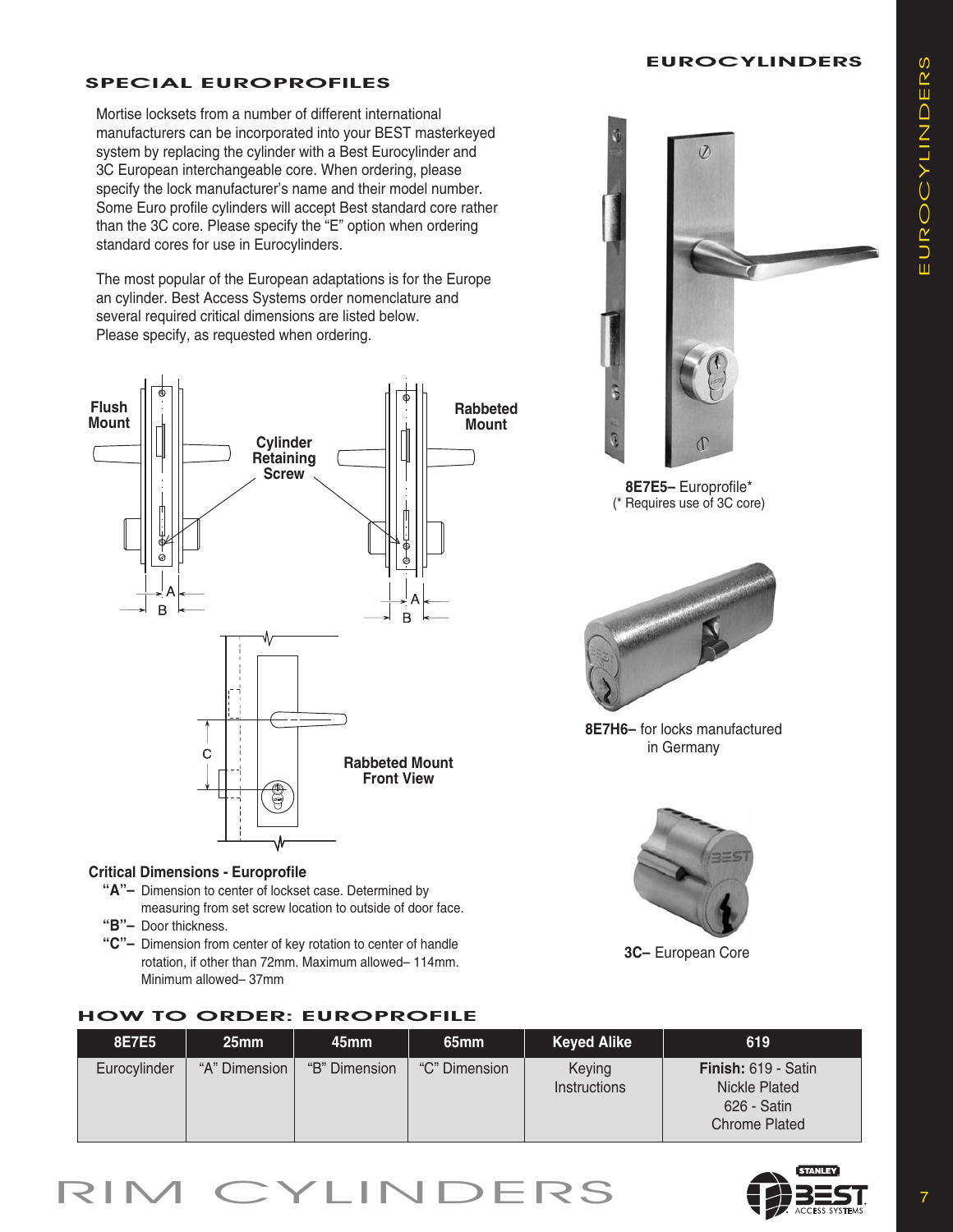## SPECIAL EUROPROFILES

Mortise locksets from a number of different international manufacturers can be incorporated into your BEST masterkeyed system by replacing the cylinder with a Best Eurocylinder and 3C European interchangeable core. When ordering, please specify the lock manufacturer's name and their model number. Some Euro profile cylinders will accept Best standard core rather than the 3C core. Please specify the "E" option when ordering standard cores for use in Eurocylinders.

The most popular of the European adaptations is for the Europe an cylinder. Best Access Systems order nomenclature and several required critical dimensions are listed below. Please specify, as requested when ordering.

Flush Mount

Cylinder Retaining Screw

Rabbeted Mount

Rabbeted Mount Front View

**8E7E5–** Europrofile*
(* Requires use of 3C core)

**8E7H6–** for locks manufactured in Germany

**3C–** European Core

### Critical Dimensions - Europroflle

- **"A"–** Dimension to center of lockset case. Determined by measuring from set screw location to outside of door face.
- **"B"–** Door thickness.
- **"C"–** Dimension from center of key rotation to center of handle rotation, if other than 72mm. Maximum allowed– 114mm. Minimum allowed– 37mm

## HOW TO ORDER: EUROPROFILE

| 8E7E5 | 25mm | 45mm | 65mm | Keyed Alike | 619 |
|---|---|---|---|---|---|
| Eurocylinder | "A" Dimension | "B" Dimension | "C" Dimension | Keying Instructions | **Finish:** 619 - Satin Nickle Plated 626 - Satin Chrome Plated |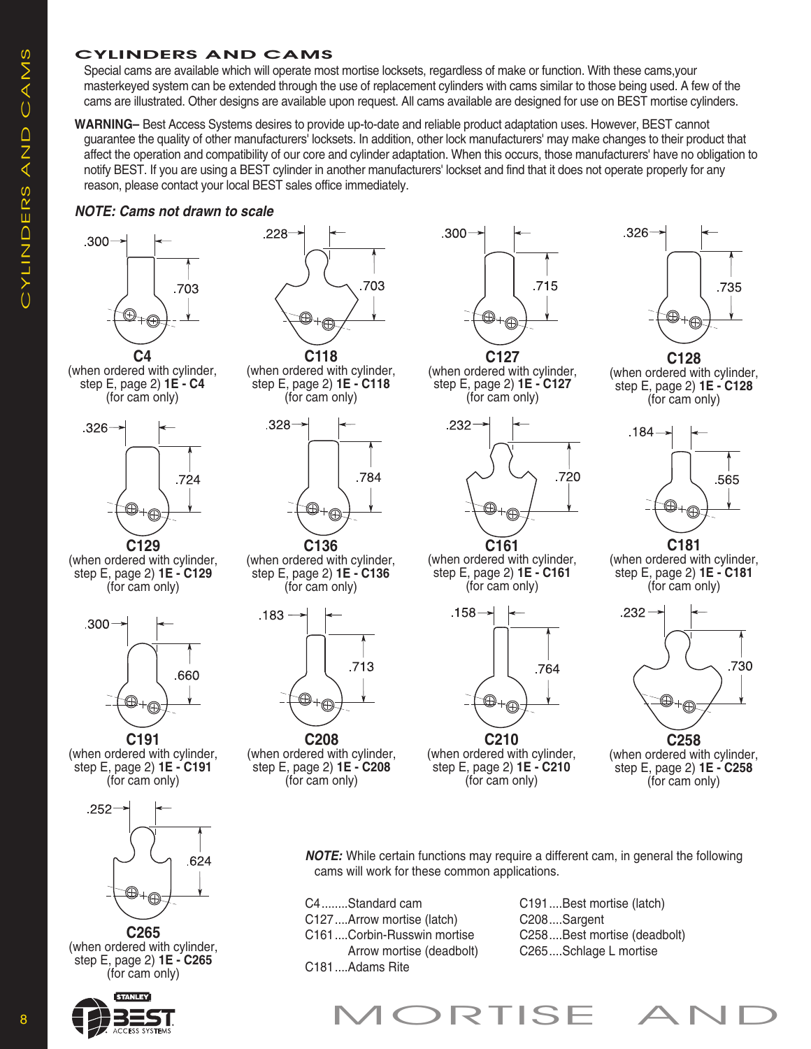## CYLINDERS AND CAMS

Special cams are available which will operate most mortise locksets, regardless of make or function. With these cams,your masterkeyed system can be extended through the use of replacement cylinders with cams similar to those being used. A few of the cams are illustrated. Other designs are available upon request. All cams available are designed for use on BEST mortise cylinders.

**WARNING–** Best Access Systems desires to provide up-to-date and reliable product adaptation uses. However, BEST cannot guarantee the quality of other manufacturers' locksets. In addition, other lock manufacturers' may make changes to their product that affect the operation and compatibility of our core and cylinder adaptation. When this occurs, those manufacturers' have no obligation to notify BEST. If you are using a BEST cylinder in another manufacturers' lockset and find that it does not operate properly for any reason, please contact your local BEST sales office immediately.

***NOTE: Cams not drawn to scale***

.300 / .703

**C4**
(when ordered with cylinder, step E, page 2) **1E - C4**
(for cam only)

.228 / .703

**C118**
(when ordered with cylinder, step E, page 2) **1E - C118**
(for cam only)

.300 / .715

**C127**
(when ordered with cylinder, step E, page 2) **1E - C127**
(for cam only)

.326 / .735

**C128**
(when ordered with cylinder, step E, page 2) **1E - C128**
(for cam only)

.326 / .724

**C129**
(when ordered with cylinder, step E, page 2) **1E - C129**
(for cam only)

.328 / .784

**C136**
(when ordered with cylinder, step E, page 2) **1E - C136**
(for cam only)

.232 / .720

**C161**
(when ordered with cylinder, step E, page 2) **1E - C161**
(for cam only)

.184 / .565

**C181**
(when ordered with cylinder, step E, page 2) **1E - C181**
(for cam only)

.300 / .660

**C191**
(when ordered with cylinder, step E, page 2) **1E - C191**
(for cam only)

.183 / .713

**C208**
(when ordered with cylinder, step E, page 2) **1E - C208**
(for cam only)

.158 / .764

**C210**
(when ordered with cylinder, step E, page 2) **1E - C210**
(for cam only)

.232 / .730

**C258**
(when ordered with cylinder, step E, page 2) **1E - C258**
(for cam only)

.252 / .624

**C265**
(when ordered with cylinder, step E, page 2) **1E - C265**
(for cam only)

***NOTE:*** While certain functions may require a different cam, in general the following cams will work for these common applications.

C4........Standard cam
C127....Arrow mortise (latch)
C161....Corbin-Russwin mortise
Arrow mortise (deadbolt)
C181....Adams Rite
C191....Best mortise (latch)
C208....Sargent
C258....Best mortise (deadbolt)
C265....Schlage L mortise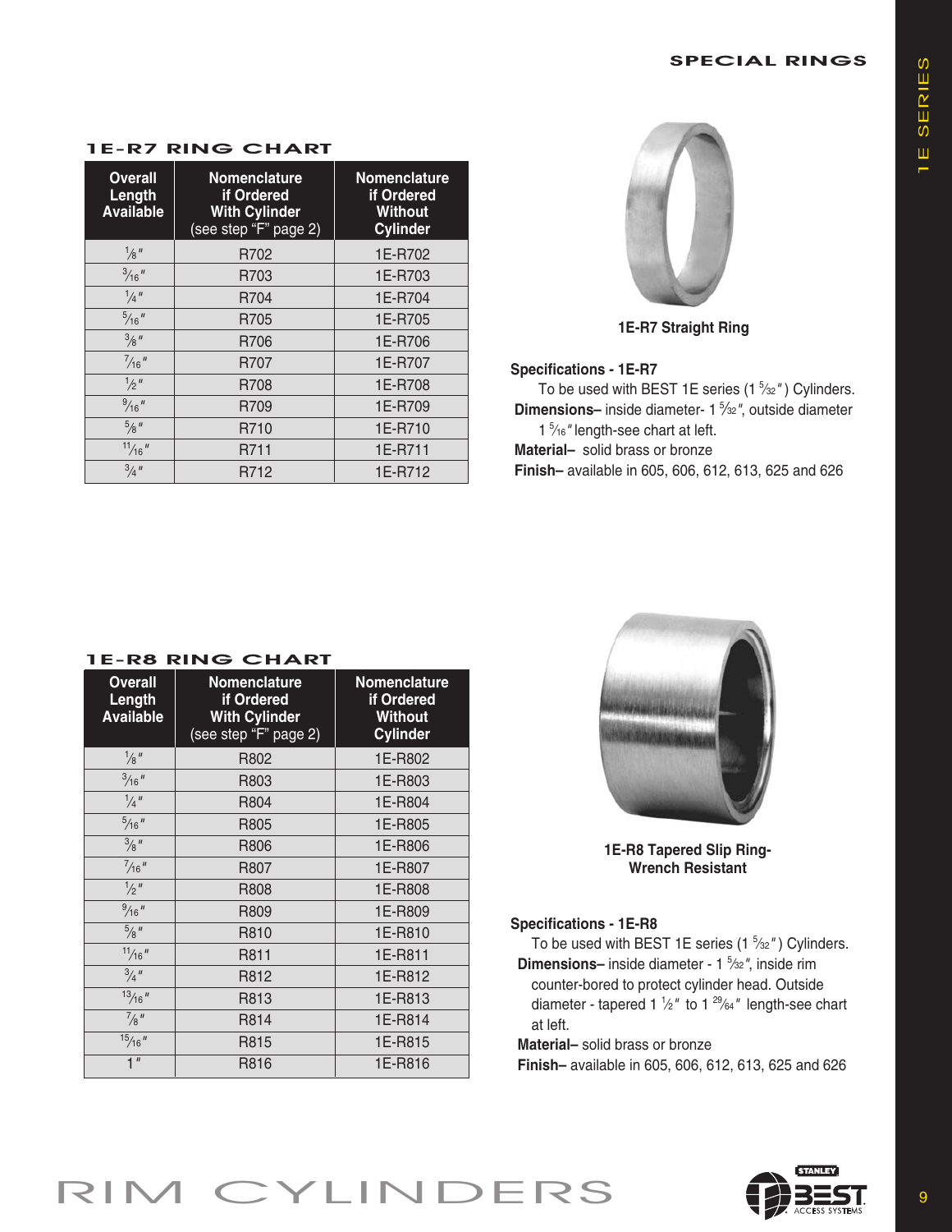## 1E-R7 RING CHART

| Overall Length Available | Nomenclature if Ordered With Cylinder (see step "F" page 2) | Nomenclature if Ordered Without Cylinder |
|---|---|---|
| 1⁄8" | R702 | 1E-R702 |
| 3⁄16" | R703 | 1E-R703 |
| 1⁄4" | R704 | 1E-R704 |
| 5⁄16" | R705 | 1E-R705 |
| 3⁄8" | R706 | 1E-R706 |
| 7⁄16" | R707 | 1E-R707 |
| 1⁄2" | R708 | 1E-R708 |
| 9⁄16" | R709 | 1E-R709 |
| 5⁄8" | R710 | 1E-R710 |
| 11⁄16" | R711 | 1E-R711 |
| 3⁄4" | R712 | 1E-R712 |

1E-R7 Straight Ring

**Specifications - 1E-R7**

To be used with BEST 1E series (1 5⁄32") Cylinders.

**Dimensions–** inside diameter- 1 5⁄32", outside diameter 1 5⁄16" length-see chart at left.

**Material–** solid brass or bronze

**Finish–** available in 605, 606, 612, 613, 625 and 626

## 1E-R8 RING CHART

| Overall Length Available | Nomenclature if Ordered With Cylinder (see step "F" page 2) | Nomenclature if Ordered Without Cylinder |
|---|---|---|
| 1⁄8" | R802 | 1E-R802 |
| 3⁄16" | R803 | 1E-R803 |
| 1⁄4" | R804 | 1E-R804 |
| 5⁄16" | R805 | 1E-R805 |
| 3⁄8" | R806 | 1E-R806 |
| 7⁄16" | R807 | 1E-R807 |
| 1⁄2" | R808 | 1E-R808 |
| 9⁄16" | R809 | 1E-R809 |
| 5⁄8" | R810 | 1E-R810 |
| 11⁄16" | R811 | 1E-R811 |
| 3⁄4" | R812 | 1E-R812 |
| 13⁄16" | R813 | 1E-R813 |
| 7⁄8" | R814 | 1E-R814 |
| 15⁄16" | R815 | 1E-R815 |
| 1" | R816 | 1E-R816 |

1E-R8 Tapered Slip Ring-
Wrench Resistant

**Specifications - 1E-R8**

To be used with BEST 1E series (1 5⁄32") Cylinders.

**Dimensions–** inside diameter - 1 5⁄32", inside rim counter-bored to protect cylinder head. Outside diameter - tapered 1 1⁄2" to 1 29⁄64" length-see chart at left.

**Material–** solid brass or bronze

**Finish–** available in 605, 606, 612, 613, 625 and 626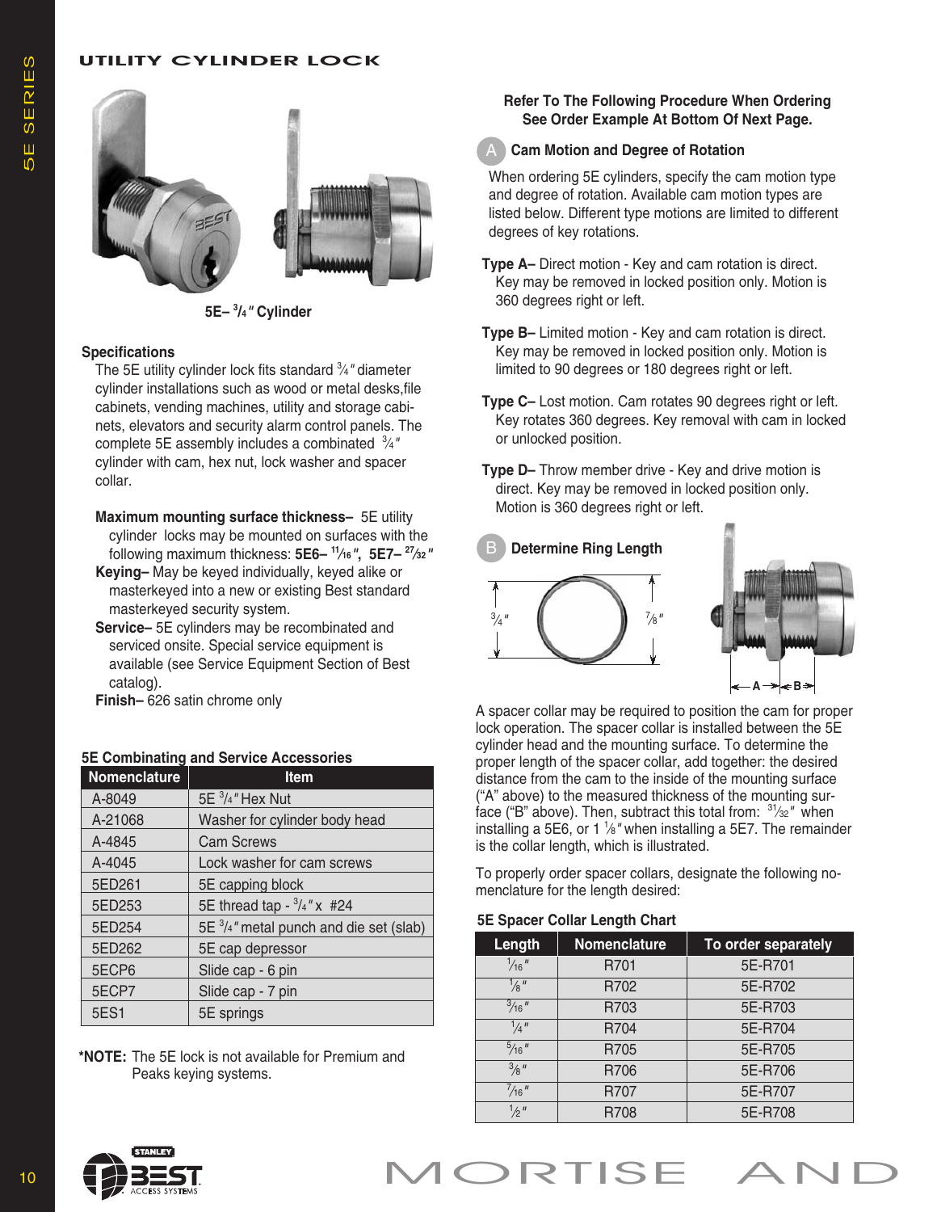# UTILITY CYLINDER LOCK

5E– ¾″ Cylinder

### Specifications

The 5E utility cylinder lock fits standard ¾″ diameter cylinder installations such as wood or metal desks, file cabinets, vending machines, utility and storage cabinets, elevators and security alarm control panels. The complete 5E assembly includes a combinated ¾″ cylinder with cam, hex nut, lock washer and spacer collar.

**Maximum mounting surface thickness–** 5E utility cylinder locks may be mounted on surfaces with the following maximum thickness: **5E6– 11⁄16″, 5E7– 27⁄32″**

**Keying–** May be keyed individually, keyed alike or masterkeyed into a new or existing Best standard masterkeyed security system.

**Service–** 5E cylinders may be recombinated and serviced onsite. Special service equipment is available (see Service Equipment Section of Best catalog).

**Finish–** 626 satin chrome only

### 5E Combinating and Service Accessories

| Nomenclature | Item |
| --- | --- |
| A-8049 | 5E ¾″ Hex Nut |
| A-21068 | Washer for cylinder body head |
| A-4845 | Cam Screws |
| A-4045 | Lock washer for cam screws |
| 5ED261 | 5E capping block |
| 5ED253 | 5E thread tap - ¾″ x #24 |
| 5ED254 | 5E ¾″ metal punch and die set (slab) |
| 5ED262 | 5E cap depressor |
| 5ECP6 | Slide cap - 6 pin |
| 5ECP7 | Slide cap - 7 pin |
| 5ES1 | 5E springs |

**\*NOTE:** The 5E lock is not available for Premium and Peaks keying systems.

**Refer To The Following Procedure When Ordering**
**See Order Example At Bottom Of Next Page.**

### A Cam Motion and Degree of Rotation

When ordering 5E cylinders, specify the cam motion type and degree of rotation. Available cam motion types are listed below. Different type motions are limited to different degrees of key rotations.

**Type A–** Direct motion - Key and cam rotation is direct. Key may be removed in locked position only. Motion is 360 degrees right or left.

**Type B–** Limited motion - Key and cam rotation is direct. Key may be removed in locked position only. Motion is limited to 90 degrees or 180 degrees right or left.

**Type C–** Lost motion. Cam rotates 90 degrees right or left. Key rotates 360 degrees. Key removal with cam in locked or unlocked position.

**Type D–** Throw member drive - Key and drive motion is direct. Key may be removed in locked position only. Motion is 360 degrees right or left.

### B Determine Ring Length

¾″ &nbsp;&nbsp; ⅞″

A → ← B →

A spacer collar may be required to position the cam for proper lock operation. The spacer collar is installed between the 5E cylinder head and the mounting surface. To determine the proper length of the spacer collar, add together: the desired distance from the cam to the inside of the mounting surface (“A” above) to the measured thickness of the mounting surface (“B” above). Then, subtract this total from: 31⁄32″ when installing a 5E6, or 1 ⅛″ when installing a 5E7. The remainder is the collar length, which is illustrated.

To properly order spacer collars, designate the following nomenclature for the length desired:

### 5E Spacer Collar Length Chart

| Length | Nomenclature | To order separately |
| --- | --- | --- |
| 1⁄16″ | R701 | 5E-R701 |
| ⅛″ | R702 | 5E-R702 |
| 3⁄16″ | R703 | 5E-R703 |
| ¼″ | R704 | 5E-R704 |
| 5⁄16″ | R705 | 5E-R705 |
| ⅜″ | R706 | 5E-R706 |
| 7⁄16″ | R707 | 5E-R707 |
| ½″ | R708 | 5E-R708 |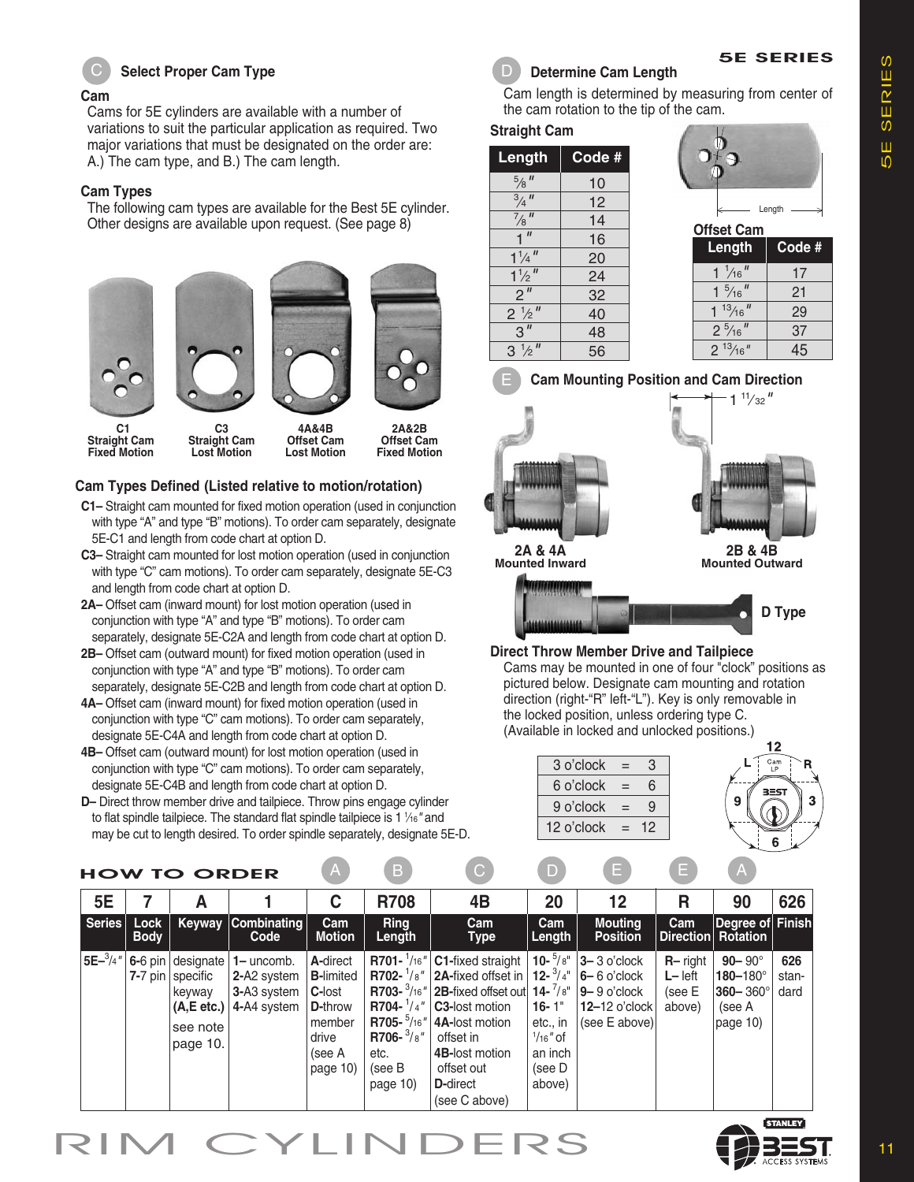## C Select Proper Cam Type

### Cam

Cams for 5E cylinders are available with a number of variations to suit the particular application as required. Two major variations that must be designated on the order are: A.) The cam type, and B.) The cam length.

### Cam Types

The following cam types are available for the Best 5E cylinder. Other designs are available upon request. (See page 8)

**C1** Straight Cam Fixed Motion

**C3** Straight Cam Lost Motion

**4A&4B** Offset Cam Lost Motion

**2A&2B** Offset Cam Fixed Motion

### Cam Types Defined (Listed relative to motion/rotation)

**C1–** Straight cam mounted for fixed motion operation (used in conjunction with type "A" and type "B" motions). To order cam separately, designate 5E-C1 and length from code chart at option D.

**C3–** Straight cam mounted for lost motion operation (used in conjunction with type "C" cam motions). To order cam separately, designate 5E-C3 and length from code chart at option D.

**2A–** Offset cam (inward mount) for lost motion operation (used in conjunction with type "A" and type "B" motions). To order cam separately, designate 5E-C2A and length from code chart at option D.

**2B–** Offset cam (outward mount) for fixed motion operation (used in conjunction with type "A" and type "B" motions). To order cam separately, designate 5E-C2B and length from code chart at option D.

**4A–** Offset cam (inward mount) for fixed motion operation (used in conjunction with type "C" cam motions). To order cam separately, designate 5E-C4A and length from code chart at option D.

**4B–** Offset cam (outward mount) for lost motion operation (used in conjunction with type "C" cam motions). To order cam separately, designate 5E-C4B and length from code chart at option D.

**D–** Direct throw member drive and tailpiece. Throw pins engage cylinder to flat spindle tailpiece. The standard flat spindle tailpiece is 1 1/16" and may be cut to length desired. To order spindle separately, designate 5E-D.

## D Determine Cam Length

Cam length is determined by measuring from center of the cam rotation to the tip of the cam.

### Straight Cam

| Length | Code # |
|---|---|
| 5/8" | 10 |
| 3/4" | 12 |
| 7/8" | 14 |
| 1" | 16 |
| 1 1/4" | 20 |
| 1 1/2" | 24 |
| 2" | 32 |
| 2 1/2" | 40 |
| 3" | 48 |
| 3 1/2" | 56 |

Length

### Offset Cam

| Length | Code # |
|---|---|
| 1 1/16" | 17 |
| 1 5/16" | 21 |
| 1 13/16" | 29 |
| 2 5/16" | 37 |
| 2 13/16" | 45 |

## E Cam Mounting Position and Cam Direction

1 11/32"

**2A & 4A** Mounted Inward

**2B & 4B** Mounted Outward

**D Type**

### Direct Throw Member Drive and Tailpiece

Cams may be mounted in one of four "clock" positions as pictured below. Designate cam mounting and rotation direction (right-"R" left-"L"). Key is only removable in the locked position, unless ordering type C. (Available in locked and unlocked positions.)

| | | |
|---|---|---|
| 3 o'clock | = | 3 |
| 6 o'clock | = | 6 |
| 9 o'clock | = | 9 |
| 12 o'clock | = | 12 |

12, L, Cam, R, 9, 3, 6

## HOW TO ORDER

| 5E | 7 | A | 1 | C | R708 | 4B | 20 | 12 | R | 90 | 626 |
|---|---|---|---|---|---|---|---|---|---|---|---|
| | | | | A | B | C | D | E | E | A | |
| **Series** | **Lock Body** | **Keyway** | **Combinating Code** | **Cam Motion** | **Ring Length** | **Cam Type** | **Cam Length** | **Mouting Position** | **Cam Direction** | **Degree of Rotation** | **Finish** |
| 5E–3/4" | 6-6 pin<br>7-7 pin | designate specific keyway (A,E etc.) see note page 10. | 1– uncomb.<br>2-A2 system<br>3-A3 system<br>4-A4 system | A-direct<br>B-limited<br>C-lost<br>D-throw member drive (see A page 10) | R701- 1/16"<br>R702- 1/8"<br>R703- 3/16"<br>R704- 1/4"<br>R705- 5/16"<br>R706- 3/8"<br>etc. (see B page 10) | C1-fixed straight<br>2A-fixed offset in<br>2B-fixed offset out<br>C3-lost motion<br>4A-lost motion offset in<br>4B-lost motion offset out<br>D-direct (see C above) | 10- 5/8"<br>12- 3/4"<br>14- 7/8"<br>16- 1"<br>etc., in 1/16" of an inch (see D above) | 3– 3 o'clock<br>6– 6 o'clock<br>9– 9 o'clock<br>12–12 o'clock<br>(see E above) | R– right<br>L– left<br>(see E above) | 90– 90°<br>180–180°<br>360– 360°<br>(see A page 10) | 626 standard |

# RIM CYLINDERS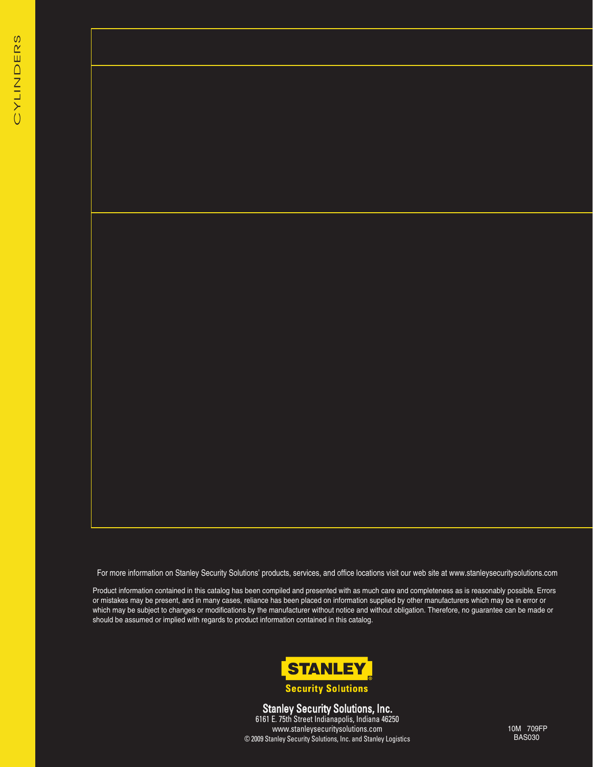For more information on Stanley Security Solutions' products, services, and office locations visit our web site at www.stanleysecuritysolutions.com

Product information contained in this catalog has been compiled and presented with as much care and completeness as is reasonably possible. Errors or mistakes may be present, and in many cases, reliance has been placed on information supplied by other manufacturers which may be in error or which may be subject to changes or modifications by the manufacturer without notice and without obligation. Therefore, no guarantee can be made or should be assumed or implied with regards to product information contained in this catalog.

STANLEY®

Security Solutions

**Stanley Security Solutions, Inc.**
6161 E. 75th Street Indianapolis, Indiana 46250
www.stanleysecuritysolutions.com
© 2009 Stanley Security Solutions, Inc. and Stanley Logistics

10M 709FP
BAS030